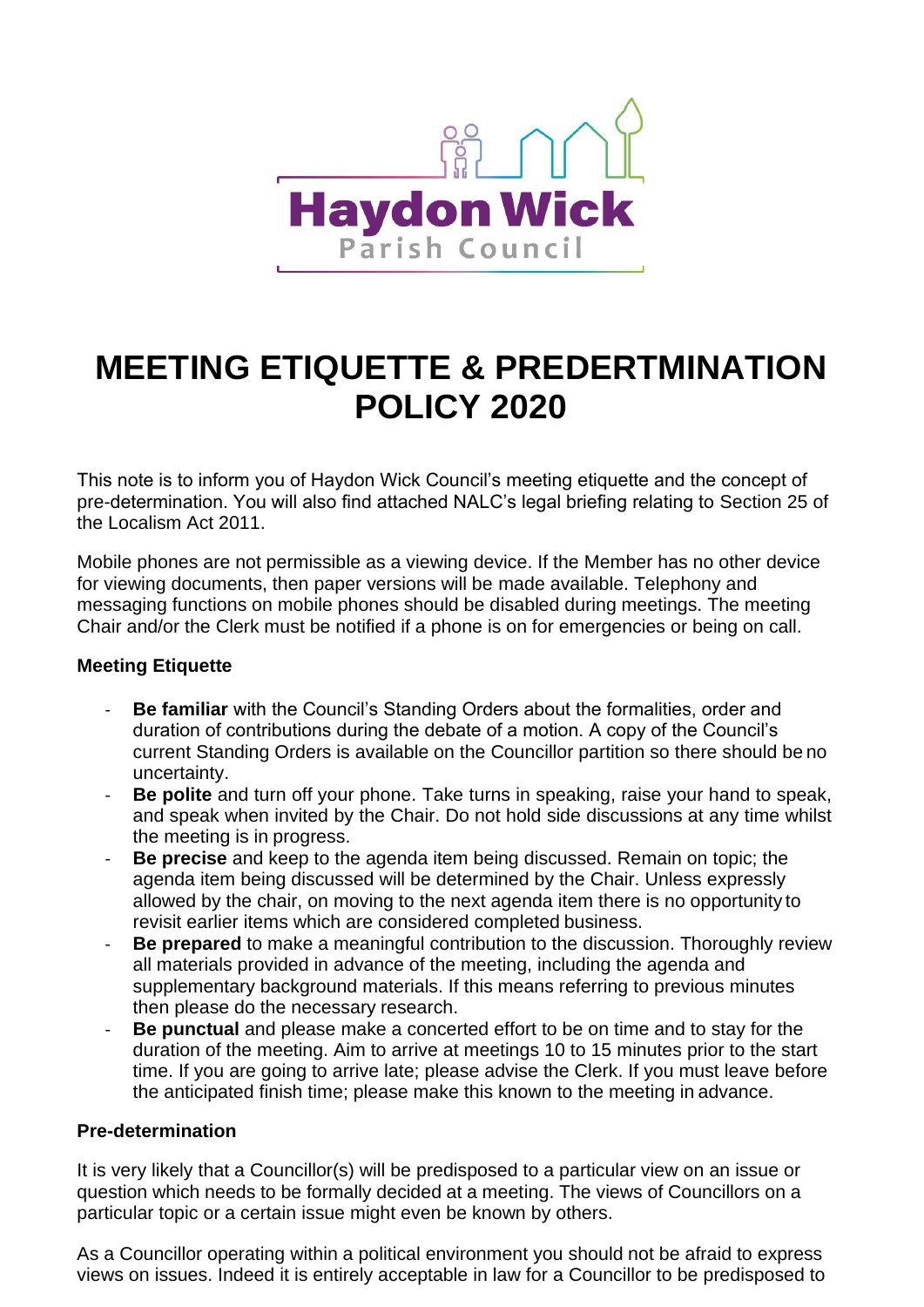Haydon Wick
Parish Council

# MEETING ETIQUETTE & PREDERTMINATION POLICY 2020

This note is to inform you of Haydon Wick Council's meeting etiquette and the concept of pre-determination. You will also find attached NALC's legal briefing relating to Section 25 of the Localism Act 2011.

Mobile phones are not permissible as a viewing device. If the Member has no other device for viewing documents, then paper versions will be made available. Telephony and messaging functions on mobile phones should be disabled during meetings. The meeting Chair and/or the Clerk must be notified if a phone is on for emergencies or being on call.

### Meeting Etiquette

- **Be familiar** with the Council's Standing Orders about the formalities, order and duration of contributions during the debate of a motion. A copy of the Council's current Standing Orders is available on the Councillor partition so there should be no uncertainty.
- **Be polite** and turn off your phone. Take turns in speaking, raise your hand to speak, and speak when invited by the Chair. Do not hold side discussions at any time whilst the meeting is in progress.
- **Be precise** and keep to the agenda item being discussed. Remain on topic; the agenda item being discussed will be determined by the Chair. Unless expressly allowed by the chair, on moving to the next agenda item there is no opportunity to revisit earlier items which are considered completed business.
- **Be prepared** to make a meaningful contribution to the discussion. Thoroughly review all materials provided in advance of the meeting, including the agenda and supplementary background materials. If this means referring to previous minutes then please do the necessary research.
- **Be punctual** and please make a concerted effort to be on time and to stay for the duration of the meeting. Aim to arrive at meetings 10 to 15 minutes prior to the start time. If you are going to arrive late; please advise the Clerk. If you must leave before the anticipated finish time; please make this known to the meeting in advance.

### Pre-determination

It is very likely that a Councillor(s) will be predisposed to a particular view on an issue or question which needs to be formally decided at a meeting. The views of Councillors on a particular topic or a certain issue might even be known by others.

As a Councillor operating within a political environment you should not be afraid to express views on issues. Indeed it is entirely acceptable in law for a Councillor to be predisposed to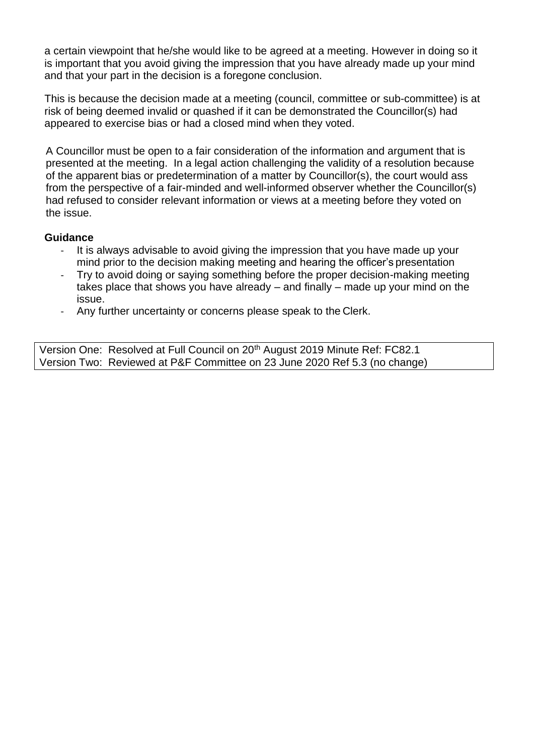a certain viewpoint that he/she would like to be agreed at a meeting. However in doing so it is important that you avoid giving the impression that you have already made up your mind and that your part in the decision is a foregone conclusion.

This is because the decision made at a meeting (council, committee or sub-committee) is at risk of being deemed invalid or quashed if it can be demonstrated the Councillor(s) had appeared to exercise bias or had a closed mind when they voted.

A Councillor must be open to a fair consideration of the information and argument that is presented at the meeting. In a legal action challenging the validity of a resolution because of the apparent bias or predetermination of a matter by Councillor(s), the court would ass from the perspective of a fair-minded and well-informed observer whether the Councillor(s) had refused to consider relevant information or views at a meeting before they voted on the issue.

**Guidance**

- It is always advisable to avoid giving the impression that you have made up your mind prior to the decision making meeting and hearing the officer's presentation
- Try to avoid doing or saying something before the proper decision-making meeting takes place that shows you have already – and finally – made up your mind on the issue.
- Any further uncertainty or concerns please speak to the Clerk.

Version One: Resolved at Full Council on 20th August 2019 Minute Ref: FC82.1
Version Two: Reviewed at P&F Committee on 23 June 2020 Ref 5.3 (no change)